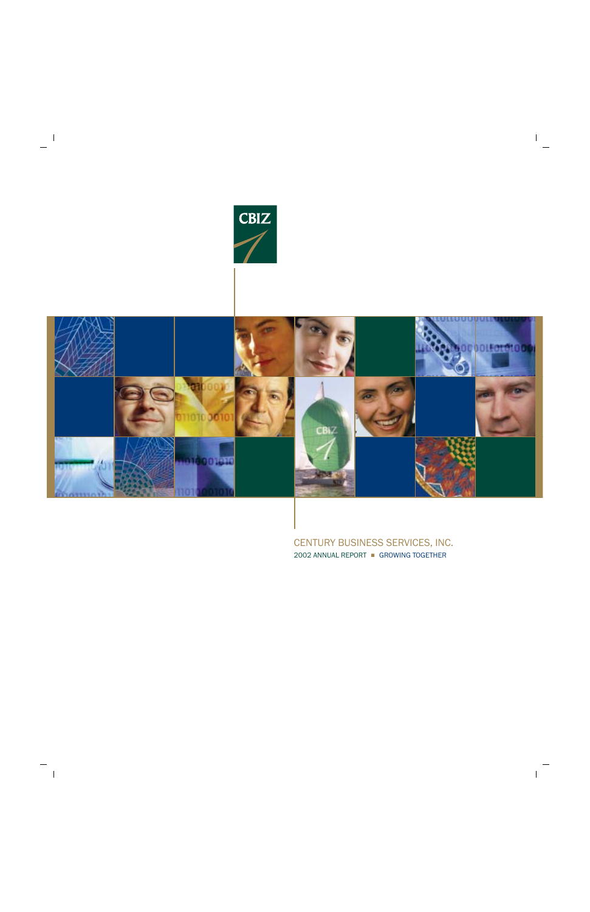CBIZ

CENTURY BUSINESS SERVICES, INC.

2002 ANNUAL REPORT ■ GROWING TOGETHER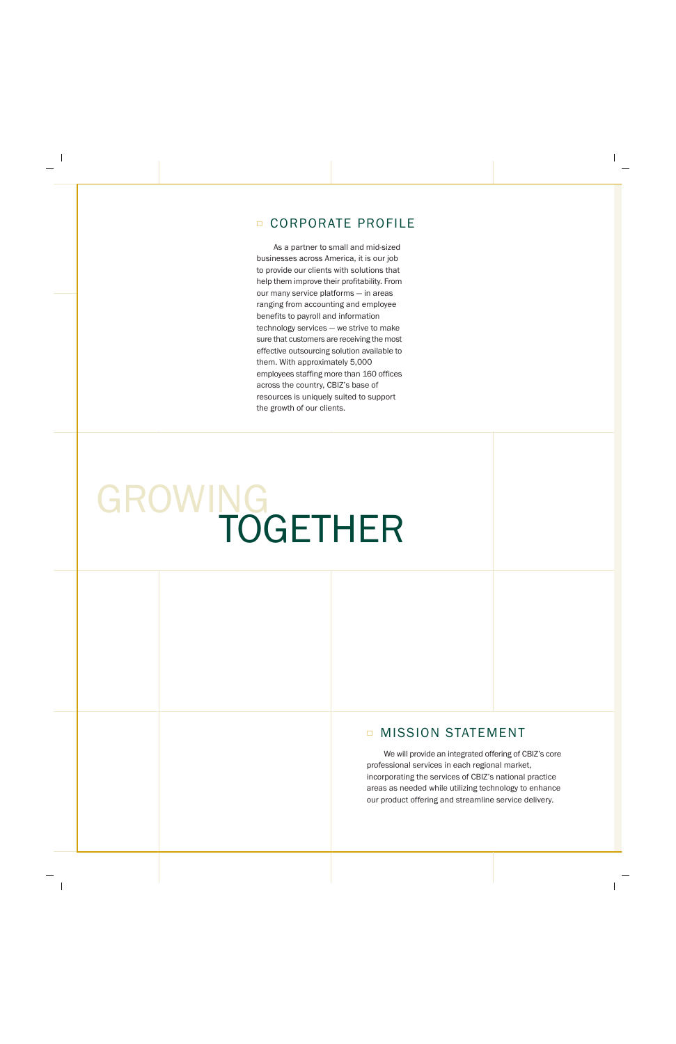## CORPORATE PROFILE

As a partner to small and mid-sized businesses across America, it is our job to provide our clients with solutions that help them improve their profitability. From our many service platforms — in areas ranging from accounting and employee benefits to payroll and information technology services — we strive to make sure that customers are receiving the most effective outsourcing solution available to them. With approximately 5,000 employees staffing more than 160 offices across the country, CBIZ's base of resources is uniquely suited to support the growth of our clients.

# GROWING TOGETHER

## MISSION STATEMENT

We will provide an integrated offering of CBIZ's core professional services in each regional market, incorporating the services of CBIZ's national practice areas as needed while utilizing technology to enhance our product offering and streamline service delivery.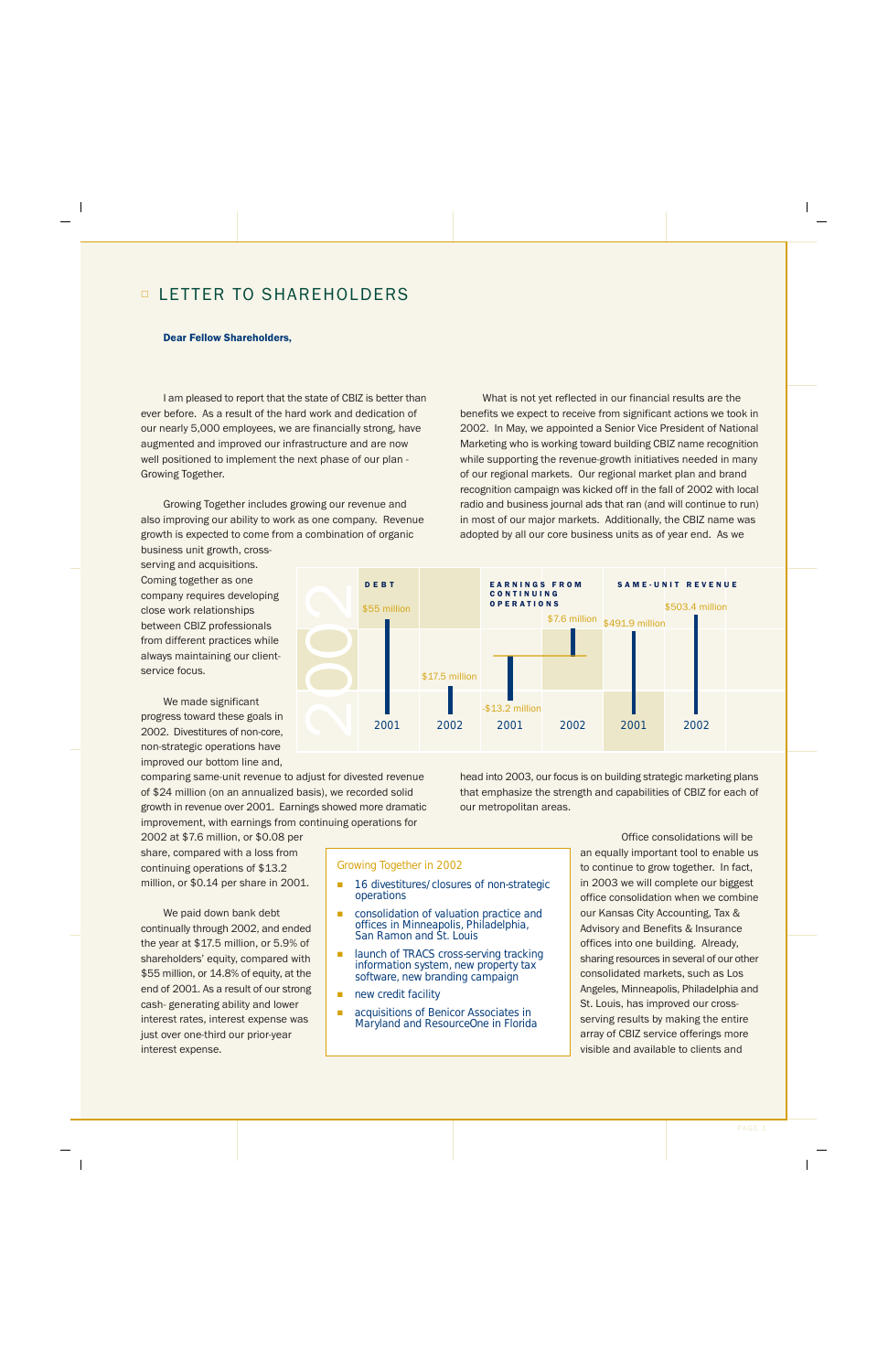# LETTER TO SHAREHOLDERS

**Dear Fellow Shareholders,**

I am pleased to report that the state of CBIZ is better than ever before. As a result of the hard work and dedication of our nearly 5,000 employees, we are financially strong, have augmented and improved our infrastructure and are now well positioned to implement the next phase of our plan - Growing Together.

Growing Together includes growing our revenue and also improving our ability to work as one company. Revenue growth is expected to come from a combination of organic business unit growth, cross-serving and acquisitions. Coming together as one company requires developing close work relationships between CBIZ professionals from different practices while always maintaining our client-service focus.

We made significant progress toward these goals in 2002. Divestitures of non-core, non-strategic operations have improved our bottom line and, comparing same-unit revenue to adjust for divested revenue of $24 million (on an annualized basis), we recorded solid growth in revenue over 2001. Earnings showed more dramatic improvement, with earnings from continuing operations for 2002 at $7.6 million, or $0.08 per share, compared with a loss from continuing operations of $13.2 million, or $0.14 per share in 2001.

We paid down bank debt continually through 2002, and ended the year at $17.5 million, or 5.9% of shareholders' equity, compared with $55 million, or 14.8% of equity, at the end of 2001. As a result of our strong cash- generating ability and lower interest rates, interest expense was just over one-third our prior-year interest expense.

What is not yet reflected in our financial results are the benefits we expect to receive from significant actions we took in 2002. In May, we appointed a Senior Vice President of National Marketing who is working toward building CBIZ name recognition while supporting the revenue-growth initiatives needed in many of our regional markets. Our regional market plan and brand recognition campaign was kicked off in the fall of 2002 with local radio and business journal ads that ran (and will continue to run) in most of our major markets. Additionally, the CBIZ name was adopted by all our core business units as of year end. As we head into 2003, our focus is on building strategic marketing plans that emphasize the strength and capabilities of CBIZ for each of our metropolitan areas.

| 2002 | Debt | | Earnings from Continuing Operations | | Same-Unit Revenue | |
|---|---|---|---|---|---|---|
| | 2001 | 2002 | 2001 | 2002 | 2001 | 2002 |
| | $55 million | $17.5 million | -$13.2 million | $7.6 million | $491.9 million | $503.4 million |

Office consolidations will be an equally important tool to enable us to continue to grow together. In fact, in 2003 we will complete our biggest office consolidation when we combine our Kansas City Accounting, Tax & Advisory and Benefits & Insurance offices into one building. Already, sharing resources in several of our other consolidated markets, such as Los Angeles, Minneapolis, Philadelphia and St. Louis, has improved our cross-serving results by making the entire array of CBIZ service offerings more visible and available to clients and

**Growing Together in 2002**

- 16 divestitures/ closures of non-strategic operations
- consolidation of valuation practice and offices in Minneapolis, Philadelphia, San Ramon and St. Louis
- launch of TRACS cross-serving tracking information system, new property tax software, new branding campaign
- new credit facility
- acquisitions of Benicor Associates in Maryland and ResourceOne in Florida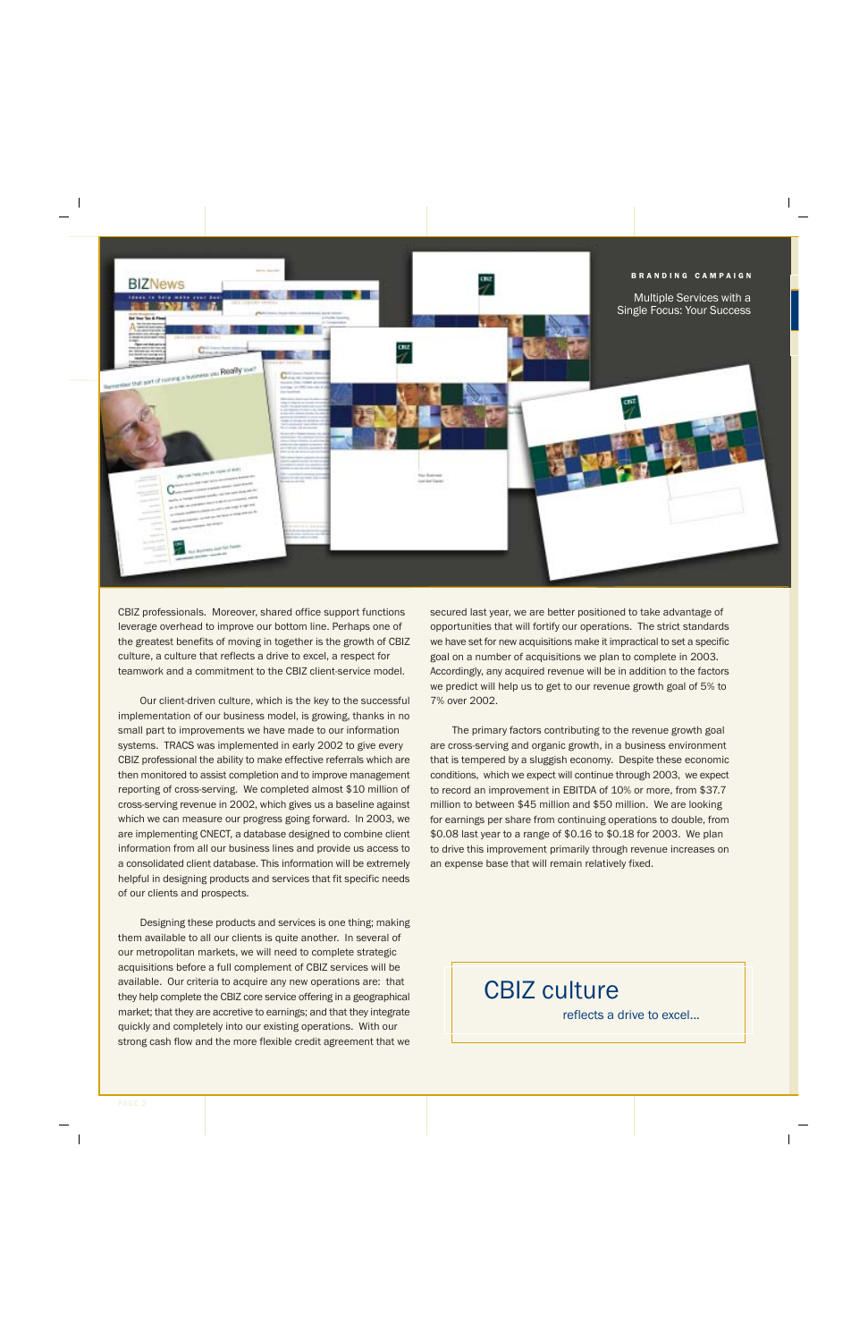**BRANDING CAMPAIGN**

Multiple Services with a Single Focus: Your Success

CBIZ professionals. Moreover, shared office support functions leverage overhead to improve our bottom line. Perhaps one of the greatest benefits of moving in together is the growth of CBIZ culture, a culture that reflects a drive to excel, a respect for teamwork and a commitment to the CBIZ client-service model.

Our client-driven culture, which is the key to the successful implementation of our business model, is growing, thanks in no small part to improvements we have made to our information systems. TRACS was implemented in early 2002 to give every CBIZ professional the ability to make effective referrals which are then monitored to assist completion and to improve management reporting of cross-serving. We completed almost $10 million of cross-serving revenue in 2002, which gives us a baseline against which we can measure our progress going forward. In 2003, we are implementing CNECT, a database designed to combine client information from all our business lines and provide us access to a consolidated client database. This information will be extremely helpful in designing products and services that fit specific needs of our clients and prospects.

Designing these products and services is one thing; making them available to all our clients is quite another. In several of our metropolitan markets, we will need to complete strategic acquisitions before a full complement of CBIZ services will be available. Our criteria to acquire any new operations are: that they help complete the CBIZ core service offering in a geographical market; that they are accretive to earnings; and that they integrate quickly and completely into our existing operations. With our strong cash flow and the more flexible credit agreement that we secured last year, we are better positioned to take advantage of opportunities that will fortify our operations. The strict standards we have set for new acquisitions make it impractical to set a specific goal on a number of acquisitions we plan to complete in 2003. Accordingly, any acquired revenue will be in addition to the factors we predict will help us to get to our revenue growth goal of 5% to 7% over 2002.

The primary factors contributing to the revenue growth goal are cross-serving and organic growth, in a business environment that is tempered by a sluggish economy. Despite these economic conditions, which we expect will continue through 2003, we expect to record an improvement in EBITDA of 10% or more, from $37.7 million to between $45 million and $50 million. We are looking for earnings per share from continuing operations to double, from $0.08 last year to a range of $0.16 to $0.18 for 2003. We plan to drive this improvement primarily through revenue increases on an expense base that will remain relatively fixed.

## CBIZ culture

reflects a drive to excel...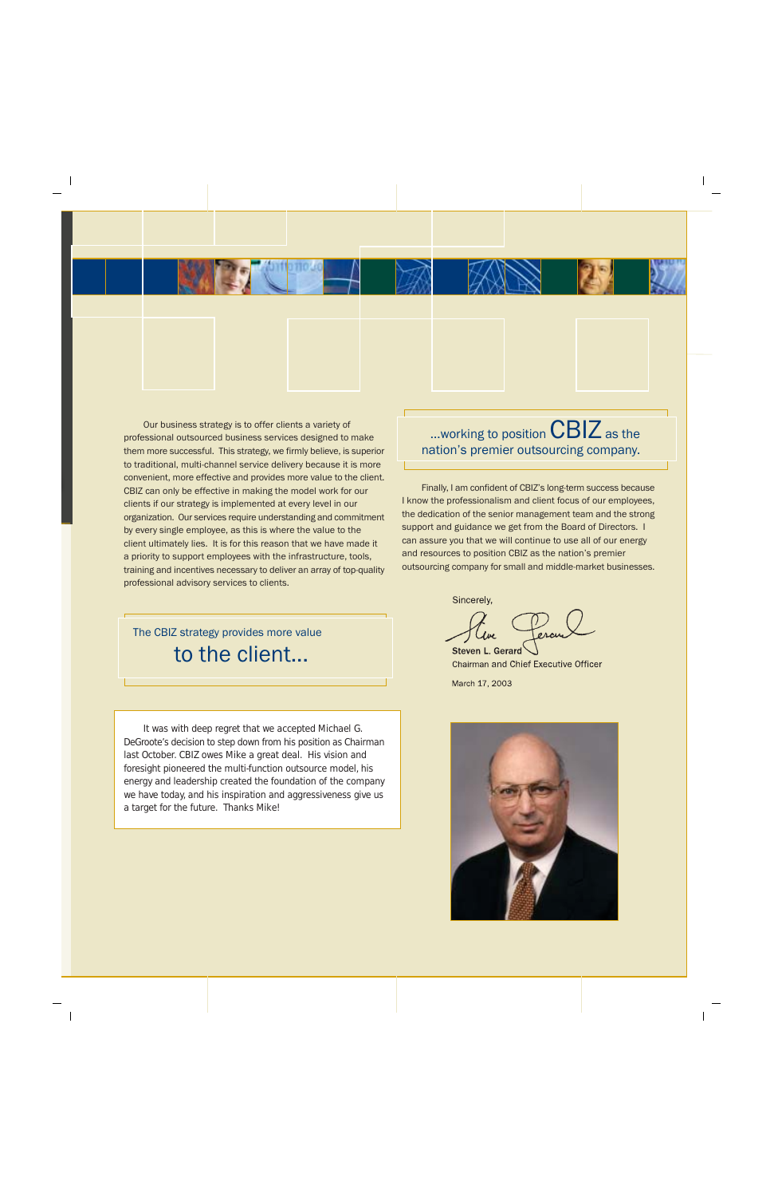Our business strategy is to offer clients a variety of professional outsourced business services designed to make them more successful. This strategy, we firmly believe, is superior to traditional, multi-channel service delivery because it is more convenient, more effective and provides more value to the client. CBIZ can only be effective in making the model work for our clients if our strategy is implemented at every level in our organization. Our services require understanding and commitment by every single employee, as this is where the value to the client ultimately lies. It is for this reason that we have made it a priority to support employees with the infrastructure, tools, training and incentives necessary to deliver an array of top-quality professional advisory services to clients.

The CBIZ strategy provides more value

**to the client...**

It was with deep regret that we accepted Michael G. DeGroote's decision to step down from his position as Chairman last October. CBIZ owes Mike a great deal. His vision and foresight pioneered the multi-function outsource model, his energy and leadership created the foundation of the company we have today, and his inspiration and aggressiveness give us a target for the future. Thanks Mike!

...working to position **CBIZ** as the nation's premier outsourcing company.

Finally, I am confident of CBIZ's long-term success because I know the professionalism and client focus of our employees, the dedication of the senior management team and the strong support and guidance we get from the Board of Directors. I can assure you that we will continue to use all of our energy and resources to position CBIZ as the nation's premier outsourcing company for small and middle-market businesses.

Sincerely,

**Steven L. Gerard**
Chairman and Chief Executive Officer

March 17, 2003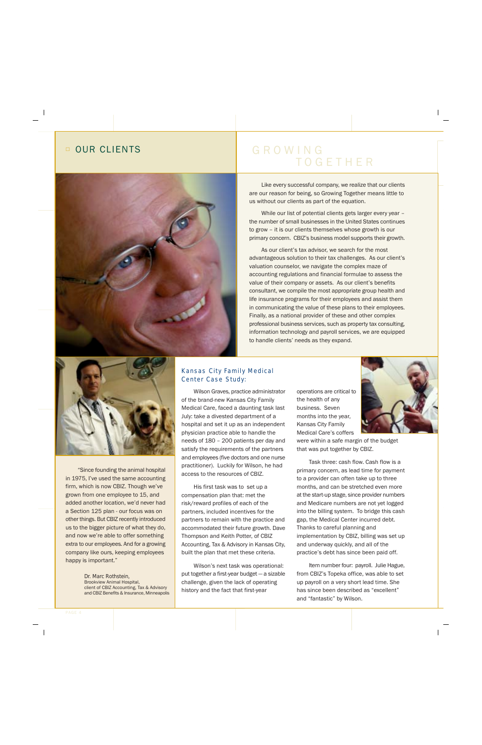## OUR CLIENTS

# GROWING TOGETHER

Like every successful company, we realize that our clients are our reason for being, so Growing Together means little to us without our clients as part of the equation.

While our list of potential clients gets larger every year – the number of small businesses in the United States continues to grow – it is our clients themselves whose growth is our primary concern. CBIZ's business model supports their growth.

As our client's tax advisor, we search for the most advantageous solution to their tax challenges. As our client's valuation counselor, we navigate the complex maze of accounting regulations and financial formulae to assess the value of their company or assets. As our client's benefits consultant, we compile the most appropriate group health and life insurance programs for their employees and assist them in communicating the value of these plans to their employees. Finally, as a national provider of these and other complex professional business services, such as property tax consulting, information technology and payroll services, we are equipped to handle clients' needs as they expand.

"Since founding the animal hospital in 1975, I've used the same accounting firm, which is now CBIZ. Though we've grown from one employee to 15, and added another location, we'd never had a Section 125 plan - our focus was on other things. But CBIZ recently introduced us to the bigger picture of what they do, and now we're able to offer something extra to our employees. And for a growing company like ours, keeping employees happy is important."

Dr. Marc Rothstein,
Brookview Animal Hospital,
client of CBIZ Accounting, Tax & Advisory and CBIZ Benefits & Insurance, Minneapolis

### Kansas City Family Medical Center Case Study:

Wilson Graves, practice administrator of the brand-new Kansas City Family Medical Care, faced a daunting task last July: take a divested department of a hospital and set it up as an independent physician practice able to handle the needs of 180 – 200 patients per day and satisfy the requirements of the partners and employees (five doctors and one nurse practitioner). Luckily for Wilson, he had access to the resources of CBIZ.

His first task was to set up a compensation plan that: met the risk/reward profiles of each of the partners, included incentives for the partners to remain with the practice and accommodated their future growth. Dave Thompson and Keith Potter, of CBIZ Accounting, Tax & Advisory in Kansas City, built the plan that met these criteria.

Wilson's next task was operational: put together a first-year budget — a sizable challenge, given the lack of operating history and the fact that first-year operations are critical to the health of any business. Seven months into the year, Kansas City Family Medical Care's coffers were within a safe margin of the budget that was put together by CBIZ.

Task three: cash flow. Cash flow is a primary concern, as lead time for payment to a provider can often take up to three months, and can be stretched even more at the start-up stage, since provider numbers and Medicare numbers are not yet logged into the billing system. To bridge this cash gap, the Medical Center incurred debt. Thanks to careful planning and implementation by CBIZ, billing was set up and underway quickly, and all of the practice's debt has since been paid off.

Item number four: payroll. Julie Hague, from CBIZ's Topeka office, was able to set up payroll on a very short lead time. She has since been described as "excellent" and "fantastic" by Wilson.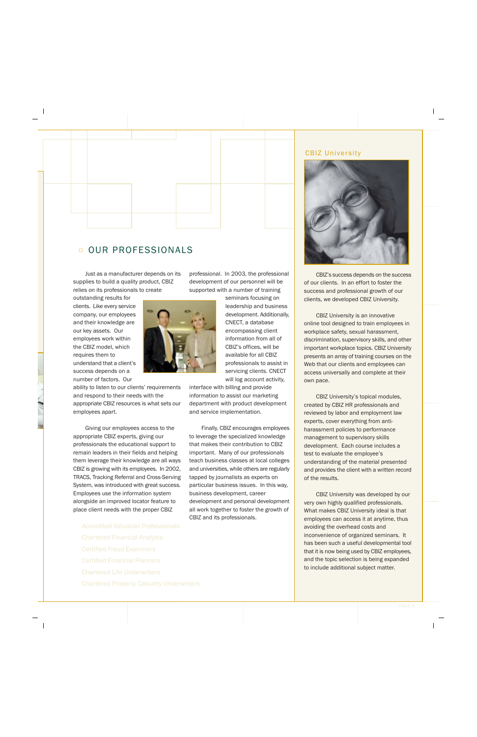## OUR PROFESSIONALS

Just as a manufacturer depends on its supplies to build a quality product, CBIZ relies on its professionals to create outstanding results for clients. Like every service company, our employees and their knowledge are our key assets. Our employees work within the CBIZ model, which requires them to understand that a client's success depends on a number of factors. Our ability to listen to our clients' requirements and respond to their needs with the appropriate CBIZ resources is what sets our employees apart.

Giving our employees access to the appropriate CBIZ experts, giving our professionals the educational support to remain leaders in their fields and helping them leverage their knowledge are all ways CBIZ is growing with its employees. In 2002, TRACS, Tracking Referral and Cross-Serving System, was introduced with great success. Employees use the information system alongside an improved locator feature to place client needs with the proper CBIZ professional. In 2003, the professional development of our personnel will be supported with a number of training seminars focusing on leadership and business development. Additionally, CNECT, a database encompassing client information from all of CBIZ's offices, will be available for all CBIZ professionals to assist in servicing clients. CNECT will log account activity, interface with billing and provide information to assist our marketing department with product development and service implementation.

Finally, CBIZ encourages employees to leverage the specialized knowledge that makes their contribution to CBIZ important. Many of our professionals teach business classes at local colleges and universities, while others are regularly tapped by journalists as experts on particular business issues. In this way, business development, career development and personal development all work together to foster the growth of CBIZ and its professionals.

Accredited Valuation Professionals
Chartered Financial Analysts
Certified Fraud Examiners
Certified Financial Planners
Chartered Life Underwriters
Chartered Property Casualty Underwriters

### CBIZ University

CBIZ's success depends on the success of our clients. In an effort to foster the success and professional growth of our clients, we developed CBIZ University.

CBIZ University is an innovative online tool designed to train employees in workplace safety, sexual harassment, discrimination, supervisory skills, and other important workplace topics. CBIZ University presents an array of training courses on the Web that our clients and employees can access universally and complete at their own pace.

CBIZ University's topical modules, created by CBIZ HR professionals and reviewed by labor and employment law experts, cover everything from anti-harassment policies to performance management to supervisory skills development. Each course includes a test to evaluate the employee's understanding of the material presented and provides the client with a written record of the results.

CBIZ University was developed by our very own highly qualified professionals. What makes CBIZ University ideal is that employees can access it at anytime, thus avoiding the overhead costs and inconvenience of organized seminars. It has been such a useful developmental tool that it is now being used by CBIZ employees, and the topic selection is being expanded to include additional subject matter.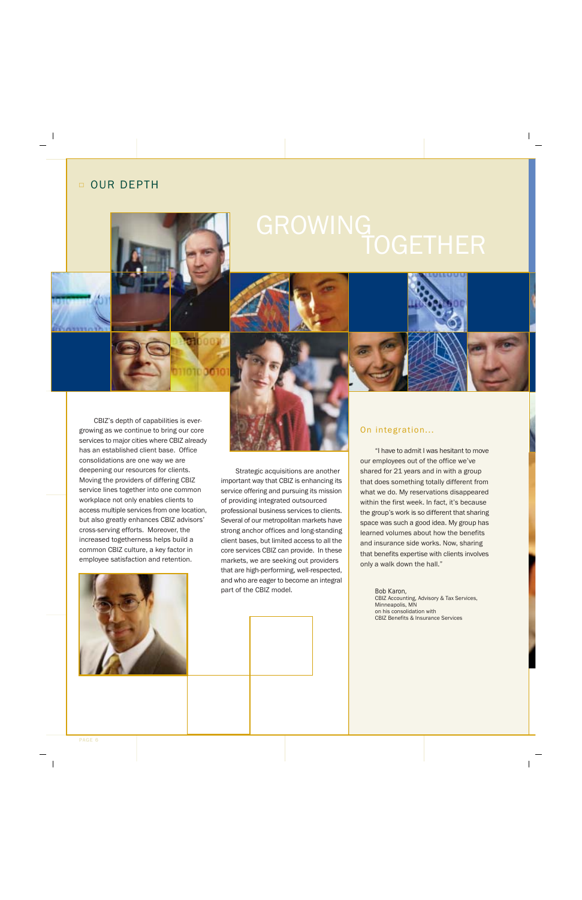## OUR DEPTH

# GROWING TOGETHER

CBIZ's depth of capabilities is ever-growing as we continue to bring our core services to major cities where CBIZ already has an established client base. Office consolidations are one way we are deepening our resources for clients. Moving the providers of differing CBIZ service lines together into one common workplace not only enables clients to access multiple services from one location, but also greatly enhances CBIZ advisors' cross-serving efforts. Moreover, the increased togetherness helps build a common CBIZ culture, a key factor in employee satisfaction and retention.

Strategic acquisitions are another important way that CBIZ is enhancing its service offering and pursuing its mission of providing integrated outsourced professional business services to clients. Several of our metropolitan markets have strong anchor offices and long-standing client bases, but limited access to all the core services CBIZ can provide. In these markets, we are seeking out providers that are high-performing, well-respected, and who are eager to become an integral part of the CBIZ model.

### On integration...

"I have to admit I was hesitant to move our employees out of the office we've shared for 21 years and in with a group that does something totally different from what we do. My reservations disappeared within the first week. In fact, it's because the group's work is so different that sharing space was such a good idea. My group has learned volumes about how the benefits and insurance side works. Now, sharing that benefits expertise with clients involves only a walk down the hall."

Bob Karon,
CBIZ Accounting, Advisory & Tax Services,
Minneapolis, MN
on his consolidation with
CBIZ Benefits & Insurance Services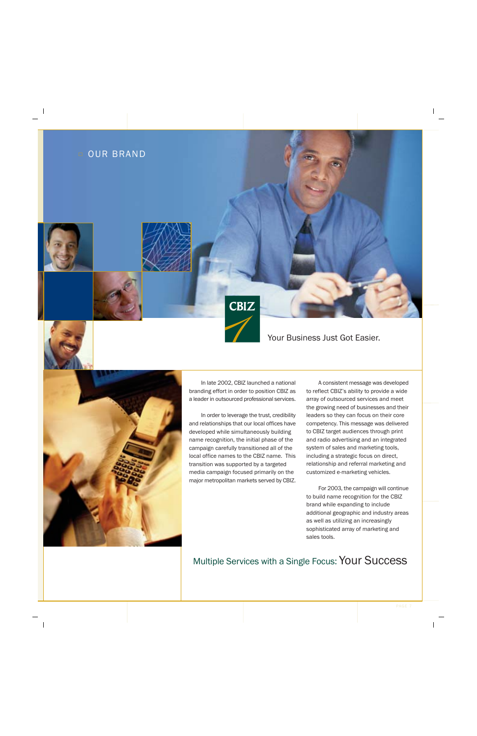# OUR BRAND

CBIZ

Your Business Just Got Easier.

In late 2002, CBIZ launched a national branding effort in order to position CBIZ as a leader in outsourced professional services.

In order to leverage the trust, credibility and relationships that our local offices have developed while simultaneously building name recognition, the initial phase of the campaign carefully transitioned all of the local office names to the CBIZ name. This transition was supported by a targeted media campaign focused primarily on the major metropolitan markets served by CBIZ.

A consistent message was developed to reflect CBIZ's ability to provide a wide array of outsourced services and meet the growing need of businesses and their leaders so they can focus on their core competency. This message was delivered to CBIZ target audiences through print and radio advertising and an integrated system of sales and marketing tools, including a strategic focus on direct, relationship and referral marketing and customized e-marketing vehicles.

For 2003, the campaign will continue to build name recognition for the CBIZ brand while expanding to include additional geographic and industry areas as well as utilizing an increasingly sophisticated array of marketing and sales tools.

## Multiple Services with a Single Focus: Your Success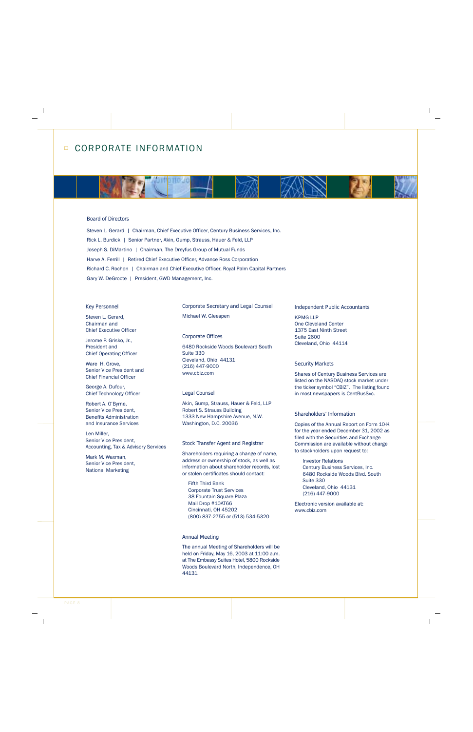# CORPORATE INFORMATION

## Board of Directors

Steven L. Gerard | Chairman, Chief Executive Officer, Century Business Services, Inc.

Rick L. Burdick | Senior Partner, Akin, Gump, Strauss, Hauer & Feld, LLP

Joseph S. DiMartino | Chairman, The Dreyfus Group of Mutual Funds

Harve A. Ferrill | Retired Chief Executive Officer, Advance Ross Corporation

Richard C. Rochon | Chairman and Chief Executive Officer, Royal Palm Capital Partners

Gary W. DeGroote | President, GWD Management, Inc.

### Key Personnel

Steven L. Gerard,
Chairman and
Chief Executive Officer

Jerome P. Grisko, Jr.,
President and
Chief Operating Officer

Ware H. Grove,
Senior Vice President and
Chief Financial Officer

George A. Dufour,
Chief Technology Officer

Robert A. O'Byrne,
Senior Vice President,
Benefits Administration
and Insurance Services

Len Miller,
Senior Vice President,
Accounting, Tax & Advisory Services

Mark M. Waxman,
Senior Vice President,
National Marketing

### Corporate Secretary and Legal Counsel

Michael W. Gleespen

### Corporate Offices

6480 Rockside Woods Boulevard South
Suite 330
Cleveland, Ohio 44131
(216) 447-9000
www.cbiz.com

### Legal Counsel

Akin, Gump, Strauss, Hauer & Feld, LLP
Robert S. Strauss Building
1333 New Hampshire Avenue, N.W.
Washington, D.C. 20036

### Stock Transfer Agent and Registrar

Shareholders requiring a change of name, address or ownership of stock, as well as information about shareholder records, lost or stolen certificates should contact:

Fifth Third Bank
Corporate Trust Services
38 Fountain Square Plaza
Mail Drop #10AT66
Cincinnati, OH 45202
(800) 837-2755 or (513) 534-5320

### Annual Meeting

The annual Meeting of Shareholders will be held on Friday, May 16, 2003 at 11:00 a.m. at The Embassy Suites Hotel, 5800 Rockside Woods Boulevard North, Independence, OH 44131.

### Independent Public Accountants

KPMG LLP
One Cleveland Center
1375 East Ninth Street
Suite 2600
Cleveland, Ohio 44114

### Security Markets

Shares of Century Business Services are listed on the NASDAQ stock market under the ticker symbol "CBIZ". The listing found in most newspapers is CentBusSvc.

### Shareholders' Information

Copies of the Annual Report on Form 10-K for the year ended December 31, 2002 as filed with the Securities and Exchange Commission are available without charge to stockholders upon request to:

Investor Relations
Century Business Services, Inc.
6480 Rockside Woods Blvd. South
Suite 330
Cleveland, Ohio 44131
(216) 447-9000

Electronic version available at:
www.cbiz.com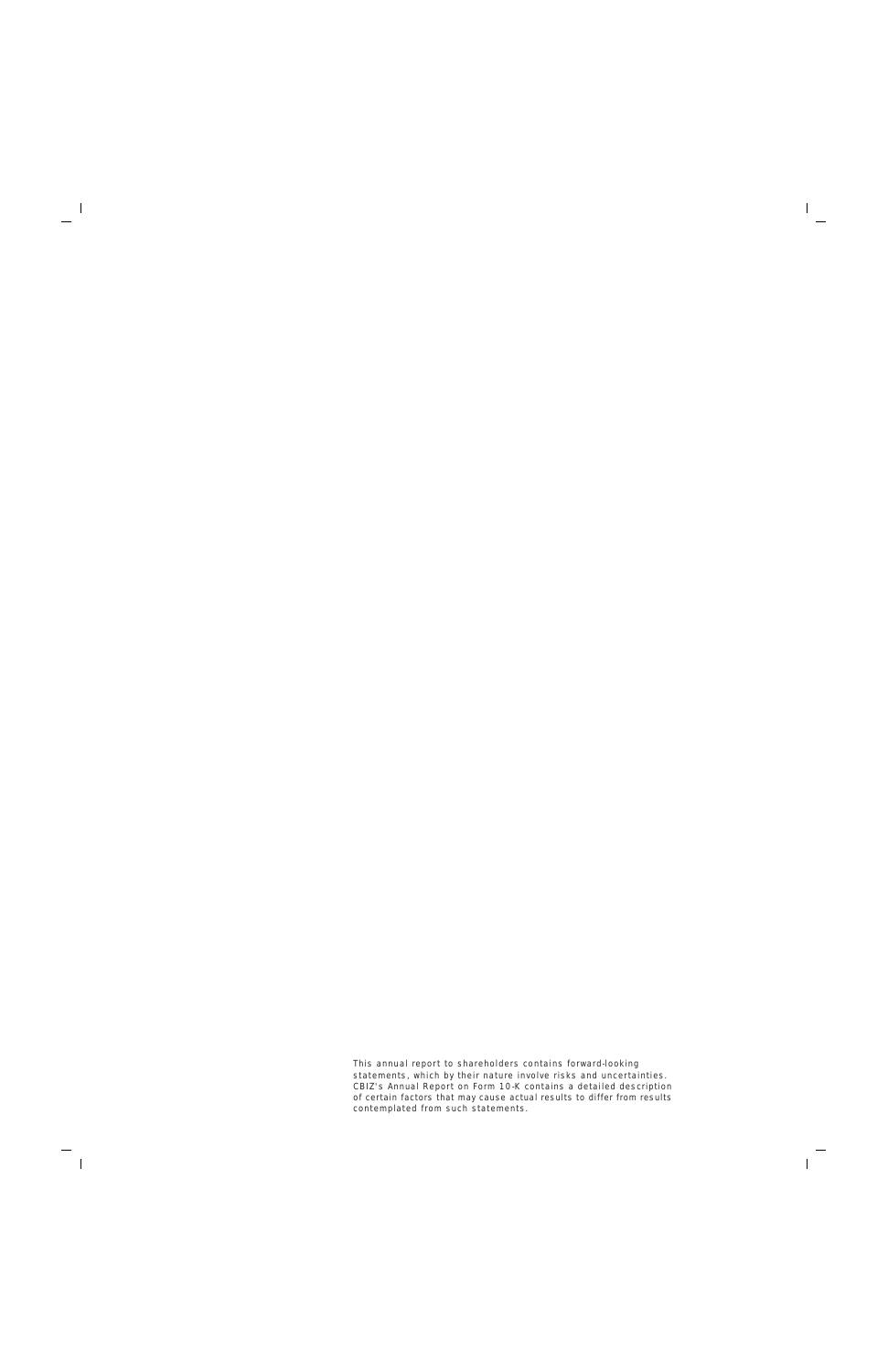This annual report to shareholders contains forward-looking statements, which by their nature involve risks and uncertainties. CBIZ's Annual Report on Form 10-K contains a detailed description of certain factors that may cause actual results to differ from results contemplated from such statements.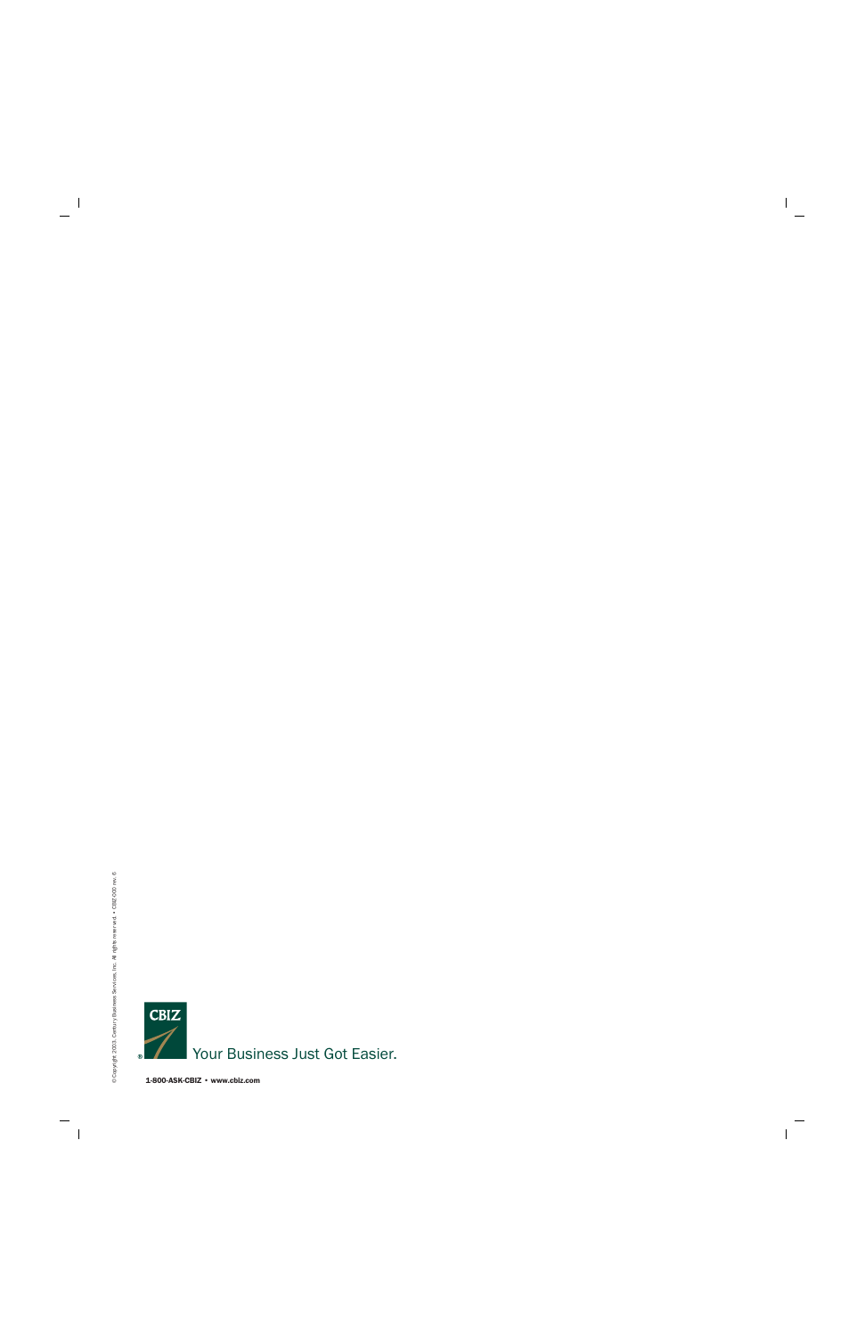© Copyright 2003. Century Business Services, Inc. All rights reserved. • CBIZ-000 rev. 6

CBIZ®

Your Business Just Got Easier.

**1-800-ASK-CBIZ • www.cbiz.com**